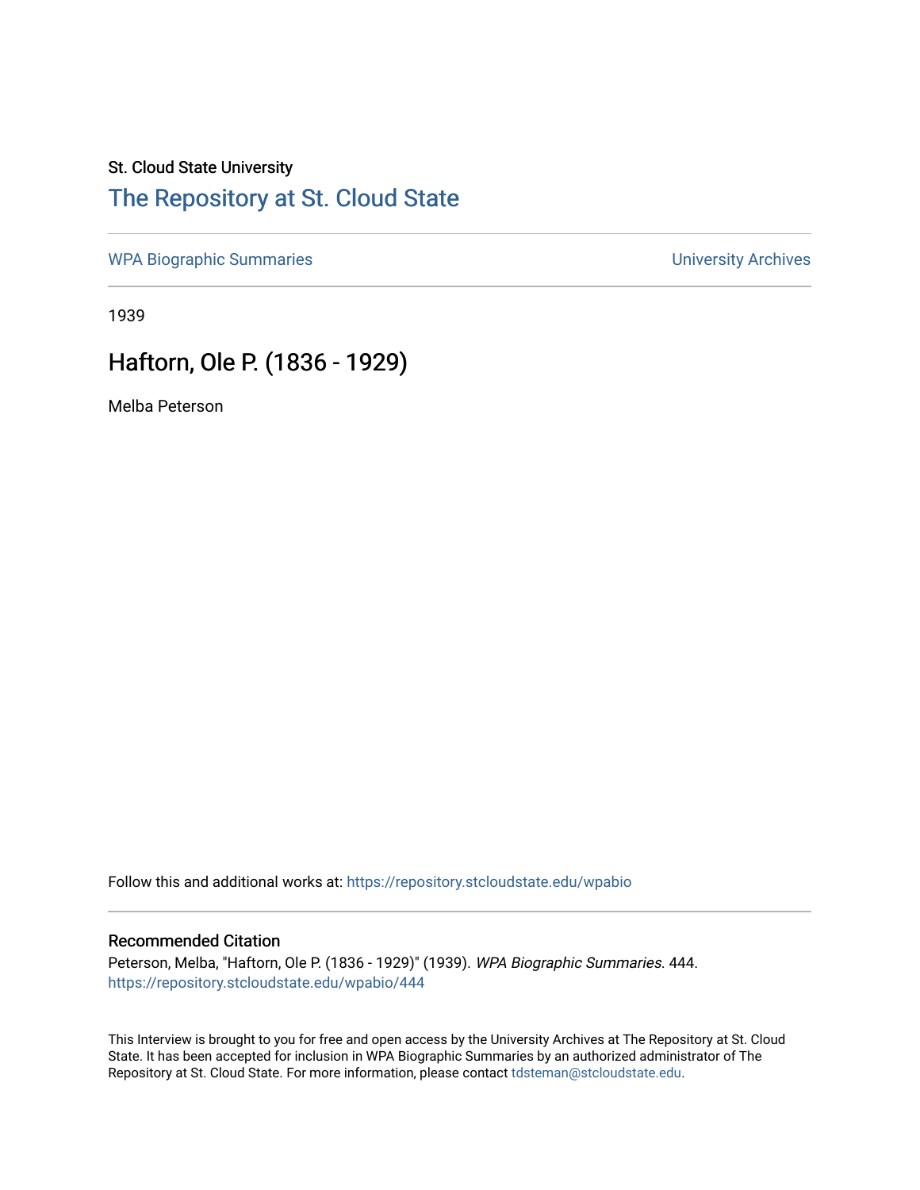St. Cloud State University

# The Repository at St. Cloud State

WPA Biographic Summaries

University Archives

1939

## Haftorn, Ole P. (1836 - 1929)

Melba Peterson

Follow this and additional works at: https://repository.stcloudstate.edu/wpabio

### Recommended Citation

Peterson, Melba, "Haftorn, Ole P. (1836 - 1929)" (1939). *WPA Biographic Summaries*. 444.
https://repository.stcloudstate.edu/wpabio/444

This Interview is brought to you for free and open access by the University Archives at The Repository at St. Cloud State. It has been accepted for inclusion in WPA Biographic Summaries by an authorized administrator of The Repository at St. Cloud State. For more information, please contact tdsteman@stcloudstate.edu.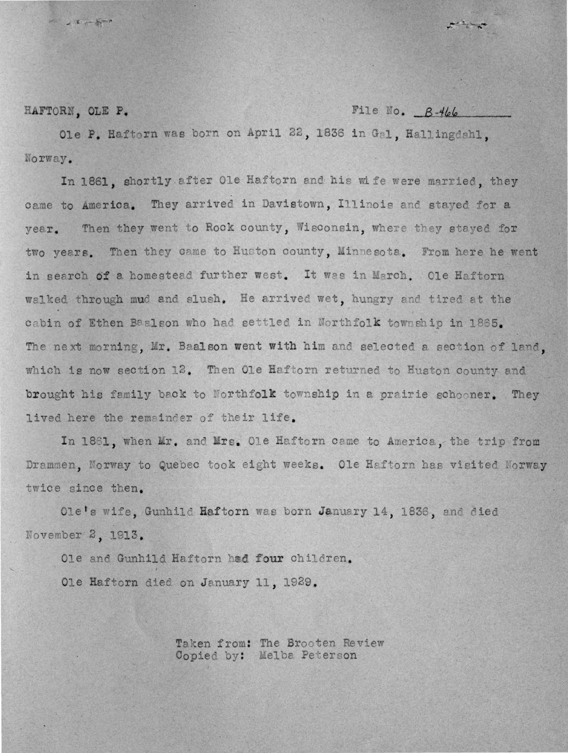HAFTORN, OLE P. File No. B-466

Ole P. Haftorn was born on April 22, 1836 in Gol, Hallingdahl, Norway.

In 1861, shortly after Ole Haftorn and his wife were married, they came to America. They arrived in Davistown, Illinois and stayed for a year. Then they went to Rock county, Wisconsin, where they stayed for two years. Then they came to Huston county, Minnesota. From here he went in search of a homestead further west. It was in March. Ole Haftorn walked through mud and slush. He arrived wet, hungry and tired at the cabin of Ethen Baalson who had settled in Northfolk township in 1865. The next morning, Mr. Baalson went with him and selected a section of land, which is now section 12. Then Ole Haftorn returned to Huston county and brought his family back to Northfolk township in a prairie schooner. They lived here the remainder of their life.

In 1861, when Mr. and Mrs. Ole Haftorn came to America, the trip from Drammen, Norway to Quebec took eight weeks. Ole Haftorn has visited Norway twice since then.

Ole's wife, Gunhild Haftorn was born January 14, 1836, and died November 2, 1913.

Ole and Gunhild Haftorn had four children.

Ole Haftorn died on January 11, 1929.

Taken from: The Brooten Review
Copied by: Melba Peterson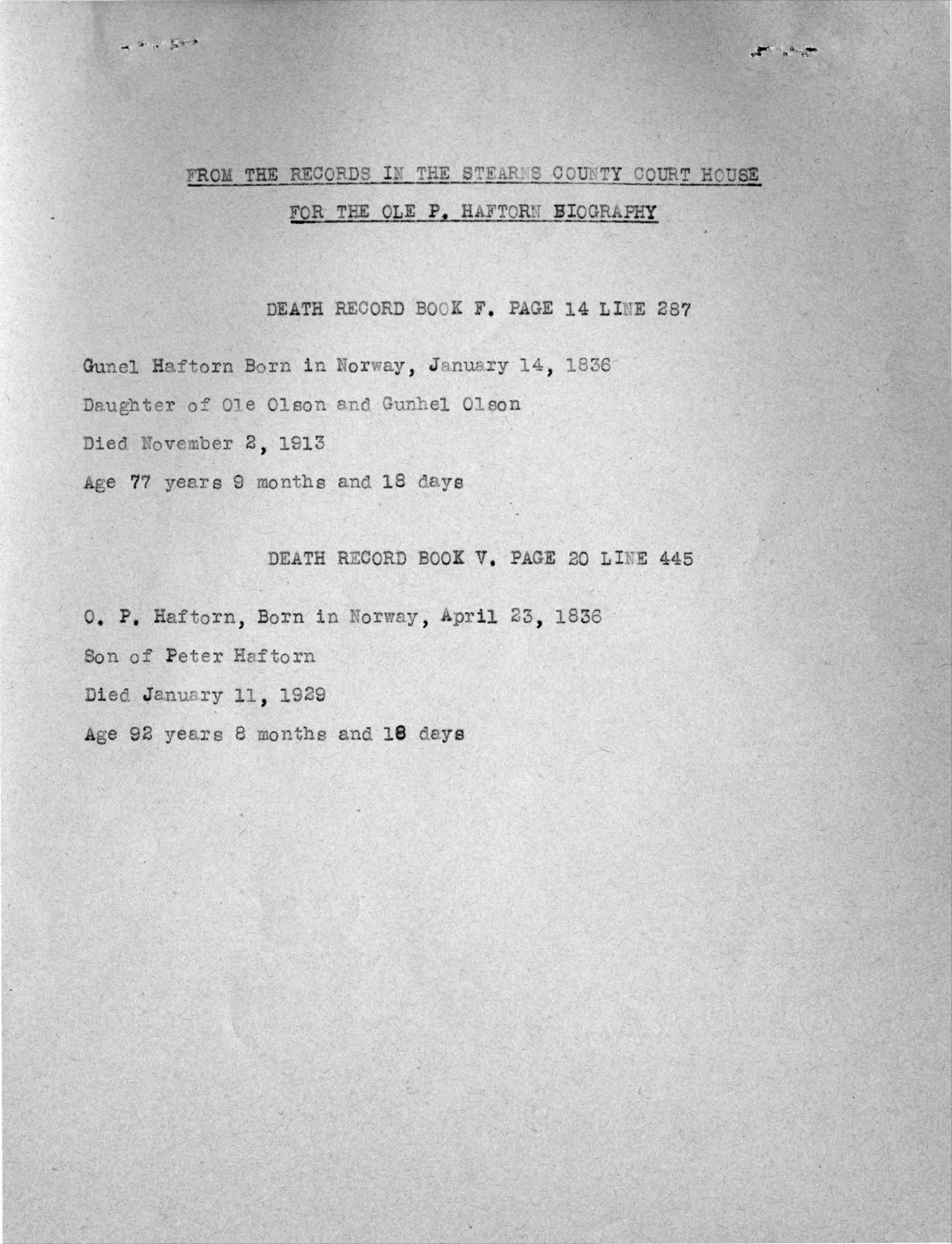## FROM THE RECORDS IN THE STEARNS COUNTY COURT HOUSE

## FOR THE OLE P. HAFTORN BIOGRAPHY

### DEATH RECORD BOOK F. PAGE 14 LINE 287

Gunel Haftorn Born in Norway, January 14, 1836

Daughter of Ole Olson and Gunhel Olson

Died November 2, 1913

Age 77 years 9 months and 18 days

### DEATH RECORD BOOK V. PAGE 20 LINE 445

O. P. Haftorn, Born in Norway, April 23, 1836

Son of Peter Haftorn

Died January 11, 1929

Age 92 years 8 months and 18 days